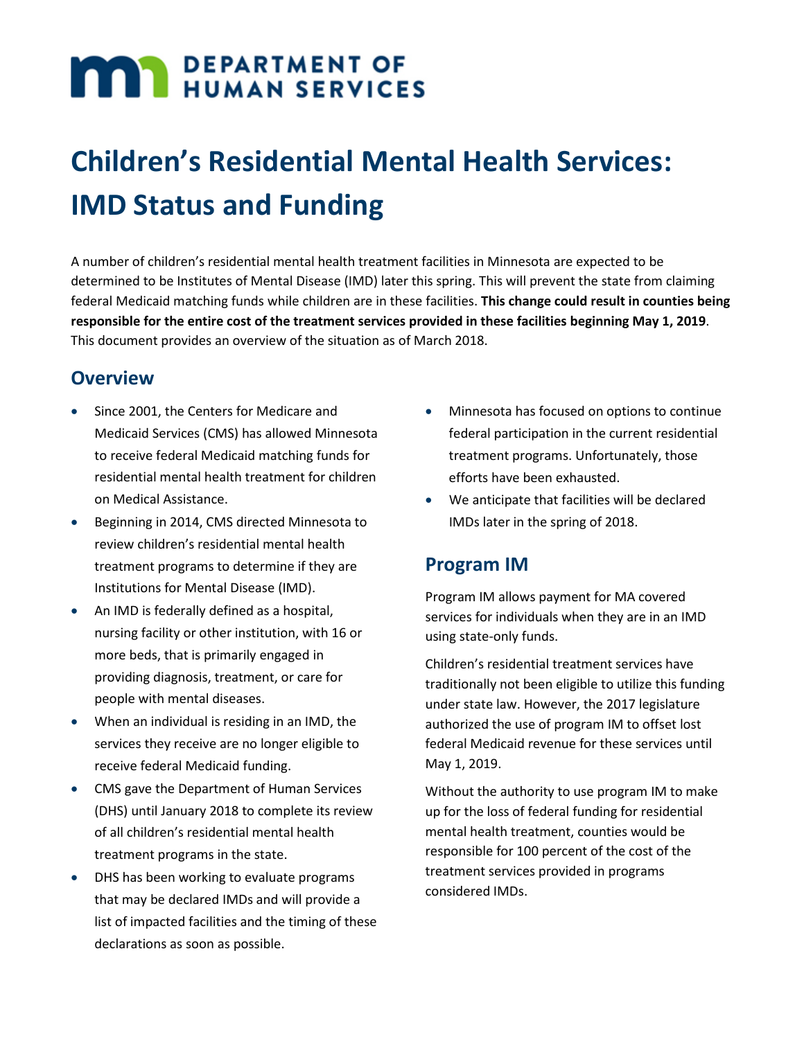DEPARTMENT OF HUMAN SERVICES

# Children's Residential Mental Health Services: IMD Status and Funding

A number of children's residential mental health treatment facilities in Minnesota are expected to be determined to be Institutes of Mental Disease (IMD) later this spring. This will prevent the state from claiming federal Medicaid matching funds while children are in these facilities. **This change could result in counties being responsible for the entire cost of the treatment services provided in these facilities beginning May 1, 2019**. This document provides an overview of the situation as of March 2018.

## Overview

- Since 2001, the Centers for Medicare and Medicaid Services (CMS) has allowed Minnesota to receive federal Medicaid matching funds for residential mental health treatment for children on Medical Assistance.
- Beginning in 2014, CMS directed Minnesota to review children's residential mental health treatment programs to determine if they are Institutions for Mental Disease (IMD).
- An IMD is federally defined as a hospital, nursing facility or other institution, with 16 or more beds, that is primarily engaged in providing diagnosis, treatment, or care for people with mental diseases.
- When an individual is residing in an IMD, the services they receive are no longer eligible to receive federal Medicaid funding.
- CMS gave the Department of Human Services (DHS) until January 2018 to complete its review of all children's residential mental health treatment programs in the state.
- DHS has been working to evaluate programs that may be declared IMDs and will provide a list of impacted facilities and the timing of these declarations as soon as possible.
- Minnesota has focused on options to continue federal participation in the current residential treatment programs. Unfortunately, those efforts have been exhausted.
- We anticipate that facilities will be declared IMDs later in the spring of 2018.

## Program IM

Program IM allows payment for MA covered services for individuals when they are in an IMD using state-only funds.

Children's residential treatment services have traditionally not been eligible to utilize this funding under state law. However, the 2017 legislature authorized the use of program IM to offset lost federal Medicaid revenue for these services until May 1, 2019.

Without the authority to use program IM to make up for the loss of federal funding for residential mental health treatment, counties would be responsible for 100 percent of the cost of the treatment services provided in programs considered IMDs.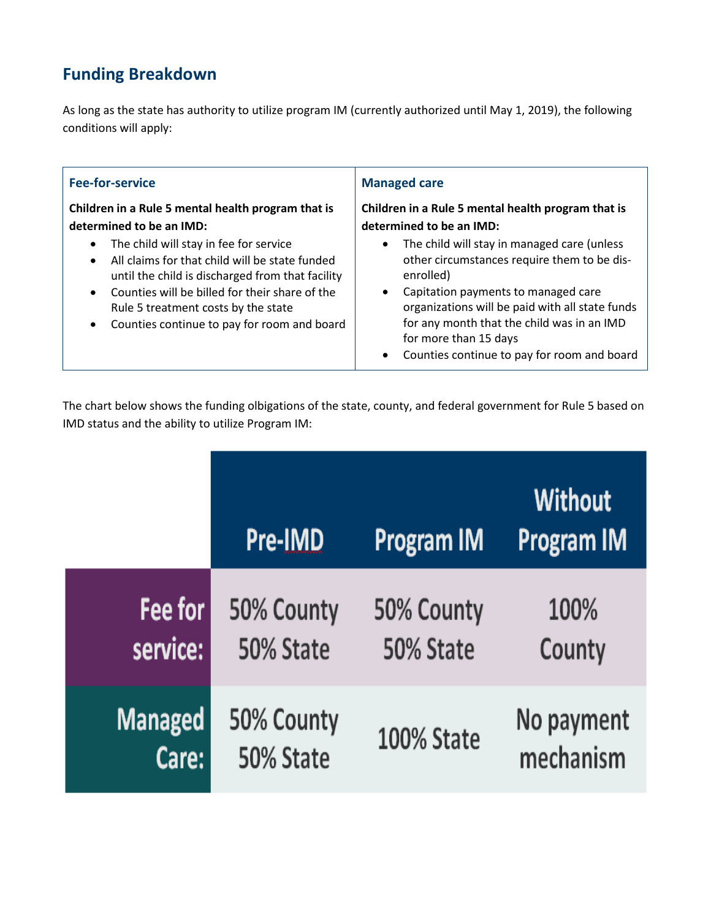## Funding Breakdown

As long as the state has authority to utilize program IM (currently authorized until May 1, 2019), the following conditions will apply:

| Fee-for-service | Managed care |
|---|---|
| **Children in a Rule 5 mental health program that is determined to be an IMD:**<br>• The child will stay in fee for service<br>• All claims for that child will be state funded until the child is discharged from that facility<br>• Counties will be billed for their share of the Rule 5 treatment costs by the state<br>• Counties continue to pay for room and board | **Children in a Rule 5 mental health program that is determined to be an IMD:**<br>• The child will stay in managed care (unless other circumstances require them to be dis-enrolled)<br>• Capitation payments to managed care organizations will be paid with all state funds for any month that the child was in an IMD for more than 15 days<br>• Counties continue to pay for room and board |

The chart below shows the funding olbigations of the state, county, and federal government for Rule 5 based on IMD status and the ability to utilize Program IM:

| | Pre-IMD | Program IM | Without Program IM |
|---|---|---|---|
| Fee for service: | 50% County 50% State | 50% County 50% State | 100% County |
| Managed Care: | 50% County 50% State | 100% State | No payment mechanism |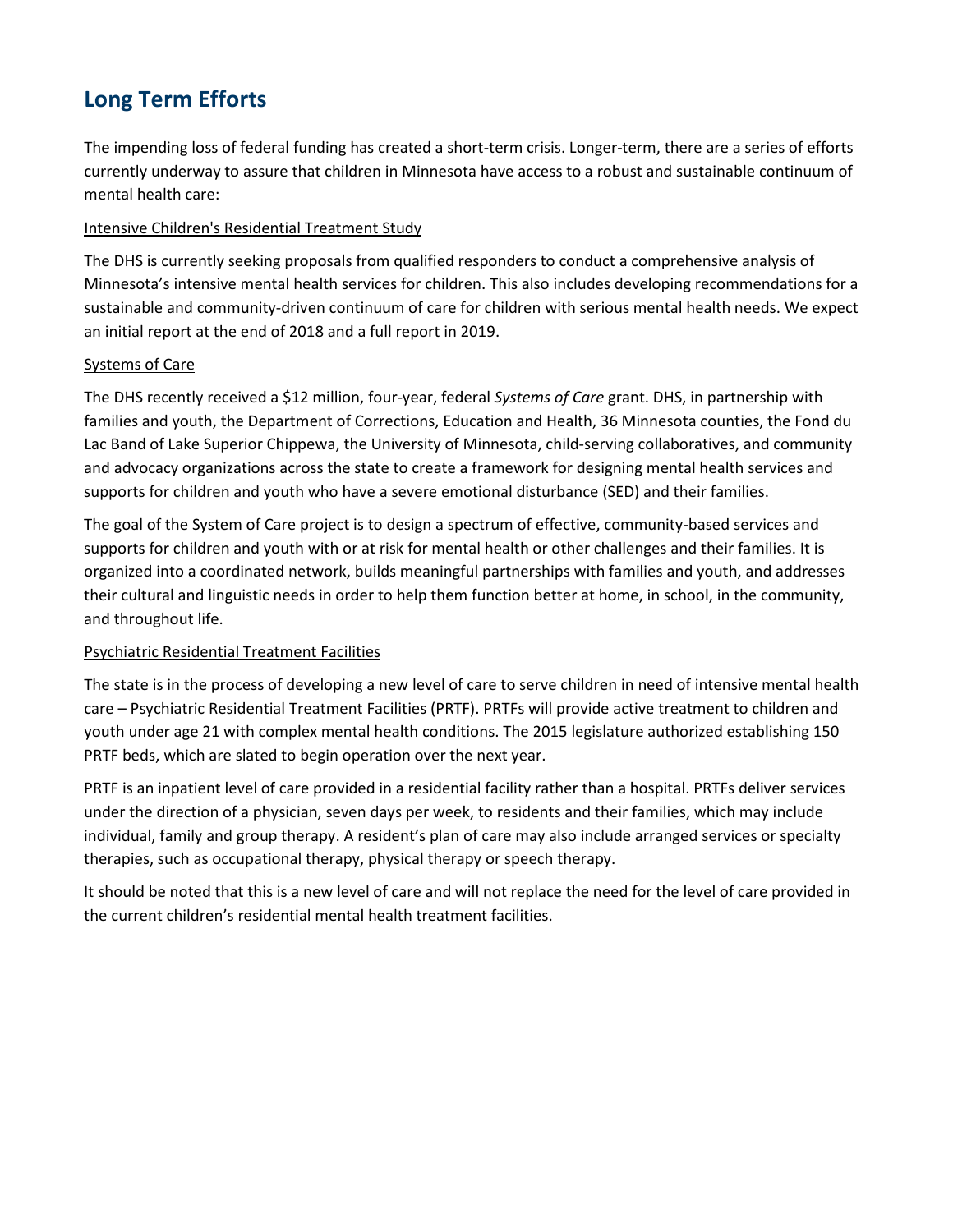## Long Term Efforts

The impending loss of federal funding has created a short-term crisis. Longer-term, there are a series of efforts currently underway to assure that children in Minnesota have access to a robust and sustainable continuum of mental health care:

<u>Intensive Children's Residential Treatment Study</u>

The DHS is currently seeking proposals from qualified responders to conduct a comprehensive analysis of Minnesota's intensive mental health services for children. This also includes developing recommendations for a sustainable and community-driven continuum of care for children with serious mental health needs. We expect an initial report at the end of 2018 and a full report in 2019.

<u>Systems of Care</u>

The DHS recently received a $12 million, four-year, federal *Systems of Care* grant. DHS, in partnership with families and youth, the Department of Corrections, Education and Health, 36 Minnesota counties, the Fond du Lac Band of Lake Superior Chippewa, the University of Minnesota, child-serving collaboratives, and community and advocacy organizations across the state to create a framework for designing mental health services and supports for children and youth who have a severe emotional disturbance (SED) and their families.

The goal of the System of Care project is to design a spectrum of effective, community-based services and supports for children and youth with or at risk for mental health or other challenges and their families. It is organized into a coordinated network, builds meaningful partnerships with families and youth, and addresses their cultural and linguistic needs in order to help them function better at home, in school, in the community, and throughout life.

<u>Psychiatric Residential Treatment Facilities</u>

The state is in the process of developing a new level of care to serve children in need of intensive mental health care – Psychiatric Residential Treatment Facilities (PRTF). PRTFs will provide active treatment to children and youth under age 21 with complex mental health conditions. The 2015 legislature authorized establishing 150 PRTF beds, which are slated to begin operation over the next year.

PRTF is an inpatient level of care provided in a residential facility rather than a hospital. PRTFs deliver services under the direction of a physician, seven days per week, to residents and their families, which may include individual, family and group therapy. A resident's plan of care may also include arranged services or specialty therapies, such as occupational therapy, physical therapy or speech therapy.

It should be noted that this is a new level of care and will not replace the need for the level of care provided in the current children's residential mental health treatment facilities.